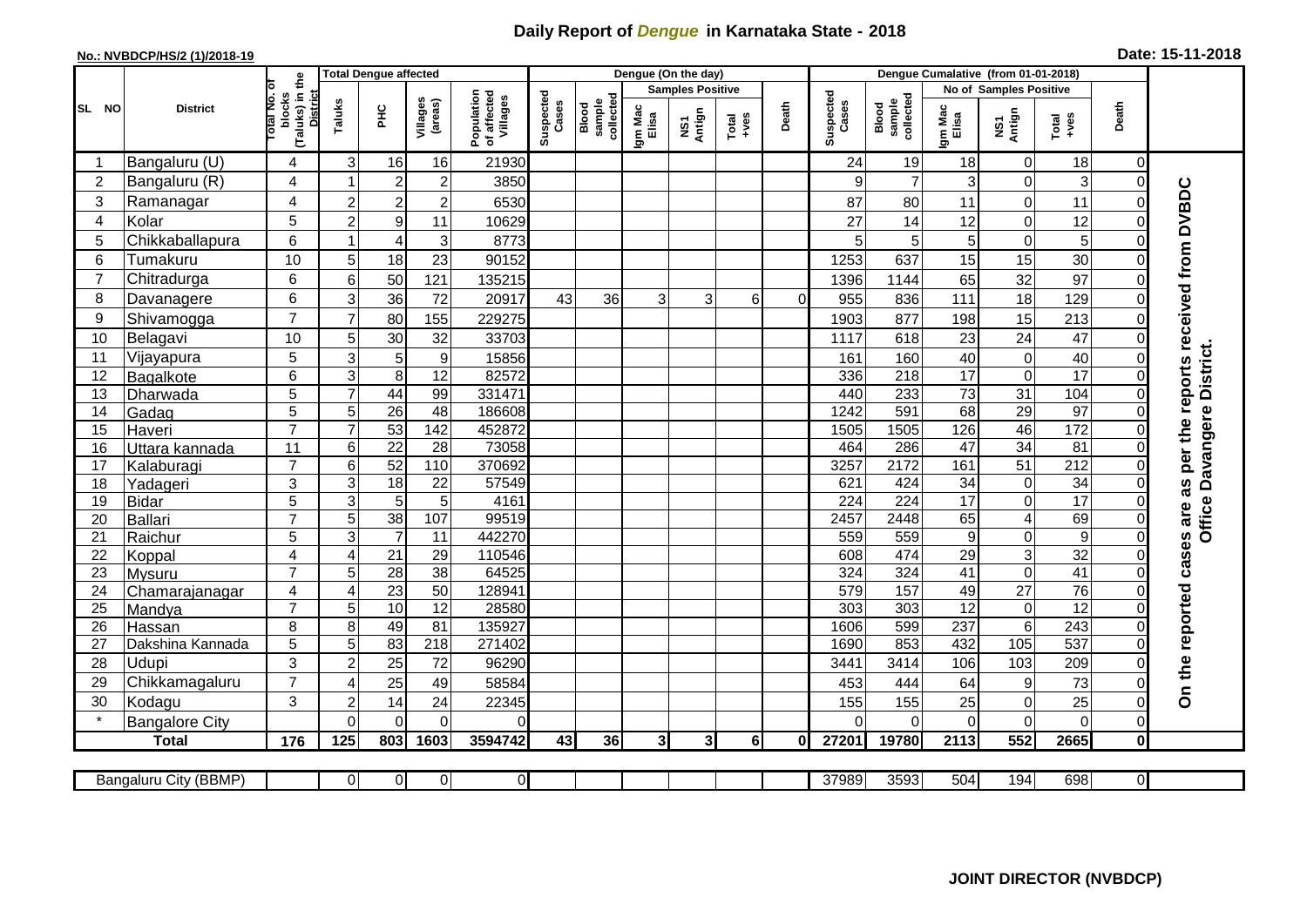# Daily Report of *Dengue* in Karnataka State - 2018

**No.: NVBDCP/HS/2 (1)/2018-19**

**Date: 15-11-2018**

| SL NO | District | Total No. of blocks (Taluks) in the District | Total Dengue affected | | | | Dengue (On the day) | | | | | | | Dengue Cumalative (from 01-01-2018) | | | | | | | |
|---|---|---|---|---|---|---|---|---|---|---|---|---|---|---|---|---|---|---|---|---|
| | | | Taluks | PHC | Villages (areas) | Population of affected Villages | Suspected Cases | Blood sample collected | Samples Positive | | | Death | Suspected Cases | Blood sample collected | No of Samples Positive | | | Death | |
| | | | | | | | | | Igm Mac Elisa | NS1 Antign | Total +ves | | | | Igm Mac Elisa | NS1 Antign | Total +ves | | |
| 1 | Bangaluru (U) | 4 | 3 | 16 | 16 | 21930 | | | | | | | 24 | 19 | 18 | 0 | 18 | 0 | On the reported cases are as per the reports received from DVBDC Office Davangere District. |
| 2 | Bangaluru (R) | 4 | 1 | 2 | 2 | 3850 | | | | | | | 9 | 7 | 3 | 0 | 3 | 0 | |
| 3 | Ramanagar | 4 | 2 | 2 | 2 | 6530 | | | | | | | 87 | 80 | 11 | 0 | 11 | 0 | |
| 4 | Kolar | 5 | 2 | 9 | 11 | 10629 | | | | | | | 27 | 14 | 12 | 0 | 12 | 0 | |
| 5 | Chikkaballapura | 6 | 1 | 4 | 3 | 8773 | | | | | | | 5 | 5 | 5 | 0 | 5 | 0 | |
| 6 | Tumakuru | 10 | 5 | 18 | 23 | 90152 | | | | | | | 1253 | 637 | 15 | 15 | 30 | 0 | |
| 7 | Chitradurga | 6 | 6 | 50 | 121 | 135215 | | | | | | | 1396 | 1144 | 65 | 32 | 97 | 0 | |
| 8 | Davanagere | 6 | 3 | 36 | 72 | 20917 | 43 | 36 | 3 | 3 | 6 | 0 | 955 | 836 | 111 | 18 | 129 | 0 | |
| 9 | Shivamogga | 7 | 7 | 80 | 155 | 229275 | | | | | | | 1903 | 877 | 198 | 15 | 213 | 0 | |
| 10 | Belagavi | 10 | 5 | 30 | 32 | 33703 | | | | | | | 1117 | 618 | 23 | 24 | 47 | 0 | |
| 11 | Vijayapura | 5 | 3 | 5 | 9 | 15856 | | | | | | | 161 | 160 | 40 | 0 | 40 | 0 | |
| 12 | Bagalkote | 6 | 3 | 8 | 12 | 82572 | | | | | | | 336 | 218 | 17 | 0 | 17 | 0 | |
| 13 | Dharwada | 5 | 7 | 44 | 99 | 331471 | | | | | | | 440 | 233 | 73 | 31 | 104 | 0 | |
| 14 | Gadag | 5 | 5 | 26 | 48 | 186608 | | | | | | | 1242 | 591 | 68 | 29 | 97 | 0 | |
| 15 | Haveri | 7 | 7 | 53 | 142 | 452872 | | | | | | | 1505 | 1505 | 126 | 46 | 172 | 0 | |
| 16 | Uttara kannada | 11 | 6 | 22 | 28 | 73058 | | | | | | | 464 | 286 | 47 | 34 | 81 | 0 | |
| 17 | Kalaburagi | 7 | 6 | 52 | 110 | 370692 | | | | | | | 3257 | 2172 | 161 | 51 | 212 | 0 | |
| 18 | Yadageri | 3 | 3 | 18 | 22 | 57549 | | | | | | | 621 | 424 | 34 | 0 | 34 | 0 | |
| 19 | Bidar | 5 | 3 | 5 | 5 | 4161 | | | | | | | 224 | 224 | 17 | 0 | 17 | 0 | |
| 20 | Ballari | 7 | 5 | 38 | 107 | 99519 | | | | | | | 2457 | 2448 | 65 | 4 | 69 | 0 | |
| 21 | Raichur | 5 | 3 | 7 | 11 | 442270 | | | | | | | 559 | 559 | 9 | 0 | 9 | 0 | |
| 22 | Koppal | 4 | 4 | 21 | 29 | 110546 | | | | | | | 608 | 474 | 29 | 3 | 32 | 0 | |
| 23 | Mysuru | 7 | 5 | 28 | 38 | 64525 | | | | | | | 324 | 324 | 41 | 0 | 41 | 0 | |
| 24 | Chamarajanagar | 4 | 4 | 23 | 50 | 128941 | | | | | | | 579 | 157 | 49 | 27 | 76 | 0 | |
| 25 | Mandya | 7 | 5 | 10 | 12 | 28580 | | | | | | | 303 | 303 | 12 | 0 | 12 | 0 | |
| 26 | Hassan | 8 | 8 | 49 | 81 | 135927 | | | | | | | 1606 | 599 | 237 | 6 | 243 | 0 | |
| 27 | Dakshina Kannada | 5 | 5 | 83 | 218 | 271402 | | | | | | | 1690 | 853 | 432 | 105 | 537 | 0 | |
| 28 | Udupi | 3 | 2 | 25 | 72 | 96290 | | | | | | | 3441 | 3414 | 106 | 103 | 209 | 0 | |
| 29 | Chikkamagaluru | 7 | 4 | 25 | 49 | 58584 | | | | | | | 453 | 444 | 64 | 9 | 73 | 0 | |
| 30 | Kodagu | 3 | 2 | 14 | 24 | 22345 | | | | | | | 155 | 155 | 25 | 0 | 25 | 0 | |
| * | Bangalore City | | 0 | 0 | 0 | 0 | | | | | | | 0 | 0 | 0 | 0 | 0 | 0 | |
| | **Total** | **176** | **125** | **803** | **1603** | **3594742** | **43** | **36** | **3** | **3** | **6** | **0** | **27201** | **19780** | **2113** | **552** | **2665** | **0** | |

| Bangaluru City (BBMP) | | 0 | 0 | 0 | 0 | | | | | | | 37989 | 3593 | 504 | 194 | 698 | 0 | |
|---|---|---|---|---|---|---|---|---|---|---|---|---|---|---|---|---|---|---|

**JOINT DIRECTOR (NVBDCP)**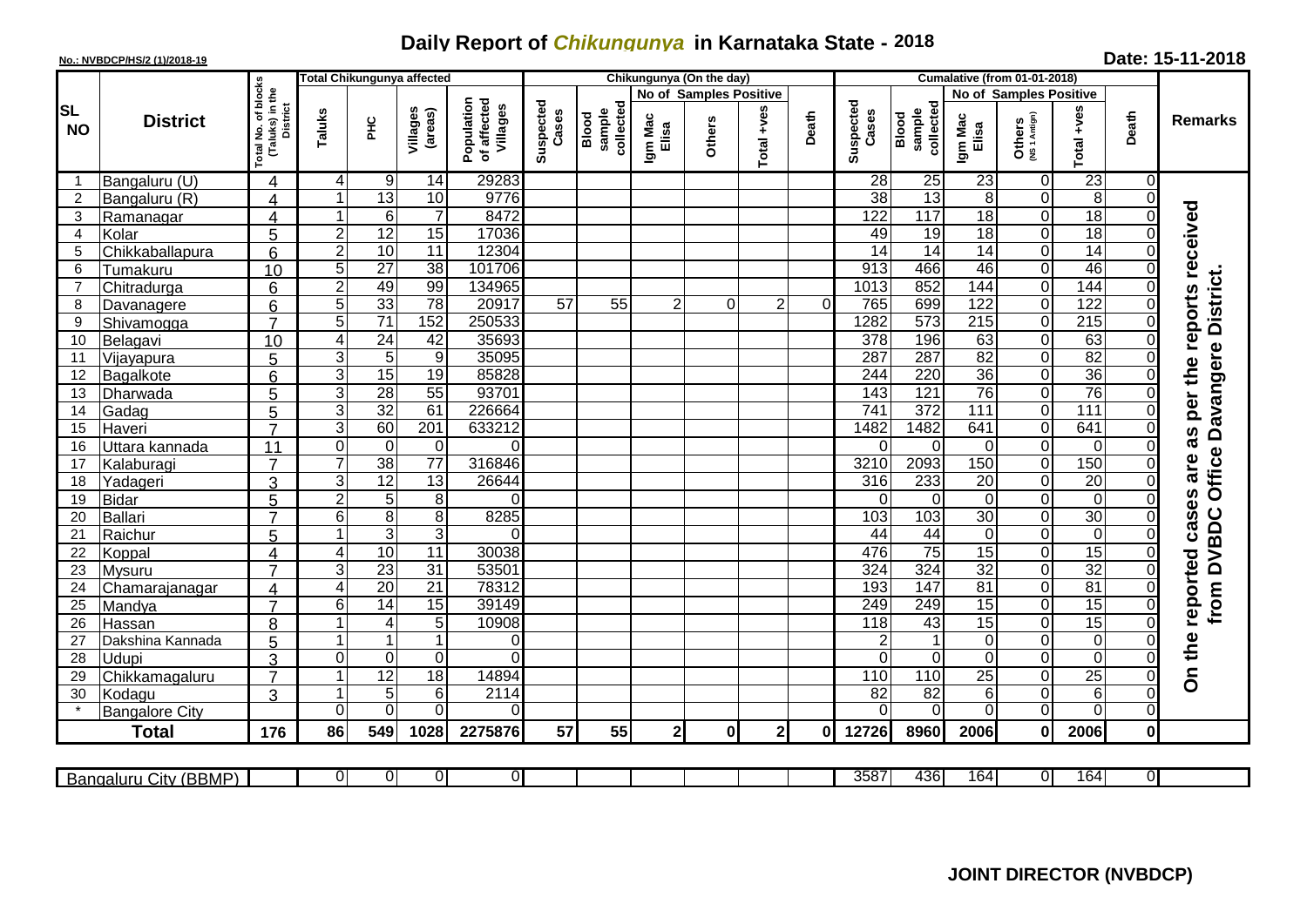# Daily Report of *Chikungunya* in Karnataka State - 2018

**No.: NVBDCP/HS/2 (1)/2018-19**

**Date: 15-11-2018**

| SL NO | District | Total No. of blocks (Taluks) in the District | Total Chikungunya affected | | | | Chikungunya (On the day) | | | | | | | Cumalative (from 01-01-2018) | | | | | | | Remarks |
|---|---|---|---|---|---|---|---|---|---|---|---|---|---|---|---|---|---|---|---|---|---|
| | | | Taluks | PHC | Villages (areas) | Population of affected Villages | Suspected Cases | Blood sample collected | No of Samples Positive | | | Death | Suspected Cases | Blood sample collected | No of Samples Positive | | | Death | |
| | | | | | | | | | Igm Mac Elisa | Others | Total +ves | | | | Igm Mac Elisa | Others (NS 1 Antign) | Total +ves | | |
| 1 | Bangaluru (U) | 4 | 4 | 9 | 14 | 29283 | | | | | | | 28 | 25 | 23 | 0 | 23 | 0 | On the reported cases are as per the reports received from DVBDC Office Davangere District. |
| 2 | Bangaluru (R) | 4 | 1 | 13 | 10 | 9776 | | | | | | | 38 | 13 | 8 | 0 | 8 | 0 | |
| 3 | Ramanagar | 4 | 1 | 6 | 7 | 8472 | | | | | | | 122 | 117 | 18 | 0 | 18 | 0 | |
| 4 | Kolar | 5 | 2 | 12 | 15 | 17036 | | | | | | | 49 | 19 | 18 | 0 | 18 | 0 | |
| 5 | Chikkaballapura | 6 | 2 | 10 | 11 | 12304 | | | | | | | 14 | 14 | 14 | 0 | 14 | 0 | |
| 6 | Tumakuru | 10 | 5 | 27 | 38 | 101706 | | | | | | | 913 | 466 | 46 | 0 | 46 | 0 | |
| 7 | Chitradurga | 6 | 2 | 49 | 99 | 134965 | | | | | | | 1013 | 852 | 144 | 0 | 144 | 0 | |
| 8 | Davanagere | 6 | 5 | 33 | 78 | 20917 | 57 | 55 | 2 | 0 | 2 | 0 | 765 | 699 | 122 | 0 | 122 | 0 | |
| 9 | Shivamogga | 7 | 5 | 71 | 152 | 250533 | | | | | | | 1282 | 573 | 215 | 0 | 215 | 0 | |
| 10 | Belagavi | 10 | 4 | 24 | 42 | 35693 | | | | | | | 378 | 196 | 63 | 0 | 63 | 0 | |
| 11 | Vijayapura | 5 | 3 | 5 | 9 | 35095 | | | | | | | 287 | 287 | 82 | 0 | 82 | 0 | |
| 12 | Bagalkote | 6 | 3 | 15 | 19 | 85828 | | | | | | | 244 | 220 | 36 | 0 | 36 | 0 | |
| 13 | Dharwada | 5 | 3 | 28 | 55 | 93701 | | | | | | | 143 | 121 | 76 | 0 | 76 | 0 | |
| 14 | Gadag | 5 | 3 | 32 | 61 | 226664 | | | | | | | 741 | 372 | 111 | 0 | 111 | 0 | |
| 15 | Haveri | 7 | 3 | 60 | 201 | 633212 | | | | | | | 1482 | 1482 | 641 | 0 | 641 | 0 | |
| 16 | Uttara kannada | 11 | 0 | 0 | 0 | 0 | | | | | | | 0 | 0 | 0 | 0 | 0 | 0 | |
| 17 | Kalaburagi | 7 | 7 | 38 | 77 | 316846 | | | | | | | 3210 | 2093 | 150 | 0 | 150 | 0 | |
| 18 | Yadageri | 3 | 3 | 12 | 13 | 26644 | | | | | | | 316 | 233 | 20 | 0 | 20 | 0 | |
| 19 | Bidar | 5 | 2 | 5 | 8 | 0 | | | | | | | 0 | 0 | 0 | 0 | 0 | 0 | |
| 20 | Ballari | 7 | 6 | 8 | 8 | 8285 | | | | | | | 103 | 103 | 30 | 0 | 30 | 0 | |
| 21 | Raichur | 5 | 1 | 3 | 3 | 0 | | | | | | | 44 | 44 | 0 | 0 | 0 | 0 | |
| 22 | Koppal | 4 | 4 | 10 | 11 | 30038 | | | | | | | 476 | 75 | 15 | 0 | 15 | 0 | |
| 23 | Mysuru | 7 | 3 | 23 | 31 | 53501 | | | | | | | 324 | 324 | 32 | 0 | 32 | 0 | |
| 24 | Chamarajanagar | 4 | 4 | 20 | 21 | 78312 | | | | | | | 193 | 147 | 81 | 0 | 81 | 0 | |
| 25 | Mandya | 7 | 6 | 14 | 15 | 39149 | | | | | | | 249 | 249 | 15 | 0 | 15 | 0 | |
| 26 | Hassan | 8 | 1 | 4 | 5 | 10908 | | | | | | | 118 | 43 | 15 | 0 | 15 | 0 | |
| 27 | Dakshina Kannada | 5 | 1 | 1 | 1 | 0 | | | | | | | 2 | 1 | 0 | 0 | 0 | 0 | |
| 28 | Udupi | 3 | 0 | 0 | 0 | 0 | | | | | | | 0 | 0 | 0 | 0 | 0 | 0 | |
| 29 | Chikkamagaluru | 7 | 1 | 12 | 18 | 14894 | | | | | | | 110 | 110 | 25 | 0 | 25 | 0 | |
| 30 | Kodagu | 3 | 1 | 5 | 6 | 2114 | | | | | | | 82 | 82 | 6 | 0 | 6 | 0 | |
| * | Bangalore City | | 0 | 0 | 0 | 0 | | | | | | | 0 | 0 | 0 | 0 | 0 | 0 | |
| | **Total** | **176** | **86** | **549** | **1028** | **2275876** | **57** | **55** | **2** | **0** | **2** | **0** | **12726** | **8960** | **2006** | **0** | **2006** | **0** | |

| | | | | | | | | | | | | | | | | | | |
|---|---|---|---|---|---|---|---|---|---|---|---|---|---|---|---|---|---|---|
| Bangaluru City (BBMP) | | 0 | 0 | 0 | 0 | | | | | | | 3587 | 436 | 164 | 0 | 164 | 0 | |

**JOINT DIRECTOR (NVBDCP)**